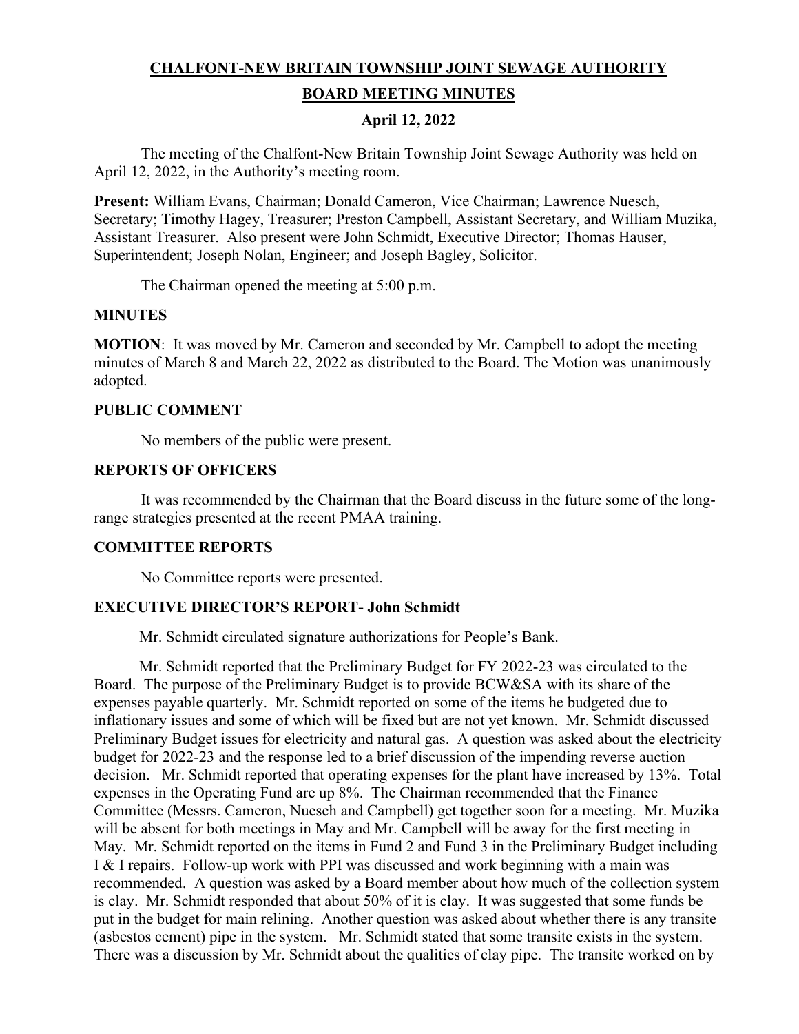# CHALFONT-NEW BRITAIN TOWNSHIP JOINT SEWAGE AUTHORITY

## BOARD MEETING MINUTES

### April 12, 2022

The meeting of the Chalfont-New Britain Township Joint Sewage Authority was held on April 12, 2022, in the Authority's meeting room.

**Present:** William Evans, Chairman; Donald Cameron, Vice Chairman; Lawrence Nuesch, Secretary; Timothy Hagey, Treasurer; Preston Campbell, Assistant Secretary, and William Muzika, Assistant Treasurer. Also present were John Schmidt, Executive Director; Thomas Hauser, Superintendent; Joseph Nolan, Engineer; and Joseph Bagley, Solicitor.

The Chairman opened the meeting at 5:00 p.m.

**MINUTES**

**MOTION**: It was moved by Mr. Cameron and seconded by Mr. Campbell to adopt the meeting minutes of March 8 and March 22, 2022 as distributed to the Board. The Motion was unanimously adopted.

**PUBLIC COMMENT**

No members of the public were present.

**REPORTS OF OFFICERS**

It was recommended by the Chairman that the Board discuss in the future some of the long-range strategies presented at the recent PMAA training.

**COMMITTEE REPORTS**

No Committee reports were presented.

**EXECUTIVE DIRECTOR'S REPORT- John Schmidt**

Mr. Schmidt circulated signature authorizations for People's Bank.

Mr. Schmidt reported that the Preliminary Budget for FY 2022-23 was circulated to the Board. The purpose of the Preliminary Budget is to provide BCW&SA with its share of the expenses payable quarterly. Mr. Schmidt reported on some of the items he budgeted due to inflationary issues and some of which will be fixed but are not yet known. Mr. Schmidt discussed Preliminary Budget issues for electricity and natural gas. A question was asked about the electricity budget for 2022-23 and the response led to a brief discussion of the impending reverse auction decision. Mr. Schmidt reported that operating expenses for the plant have increased by 13%. Total expenses in the Operating Fund are up 8%. The Chairman recommended that the Finance Committee (Messrs. Cameron, Nuesch and Campbell) get together soon for a meeting. Mr. Muzika will be absent for both meetings in May and Mr. Campbell will be away for the first meeting in May. Mr. Schmidt reported on the items in Fund 2 and Fund 3 in the Preliminary Budget including I & I repairs. Follow-up work with PPI was discussed and work beginning with a main was recommended. A question was asked by a Board member about how much of the collection system is clay. Mr. Schmidt responded that about 50% of it is clay. It was suggested that some funds be put in the budget for main relining. Another question was asked about whether there is any transite (asbestos cement) pipe in the system. Mr. Schmidt stated that some transite exists in the system. There was a discussion by Mr. Schmidt about the qualities of clay pipe. The transite worked on by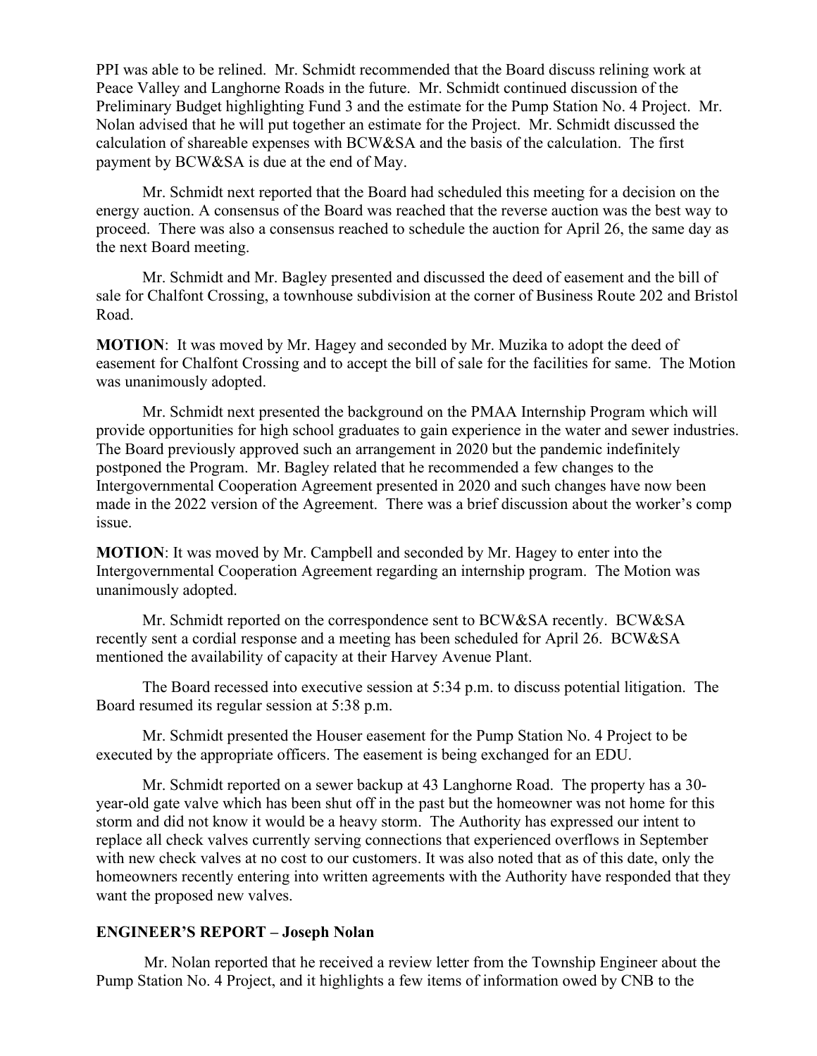PPI was able to be relined. Mr. Schmidt recommended that the Board discuss relining work at Peace Valley and Langhorne Roads in the future. Mr. Schmidt continued discussion of the Preliminary Budget highlighting Fund 3 and the estimate for the Pump Station No. 4 Project. Mr. Nolan advised that he will put together an estimate for the Project. Mr. Schmidt discussed the calculation of shareable expenses with BCW&SA and the basis of the calculation. The first payment by BCW&SA is due at the end of May.

Mr. Schmidt next reported that the Board had scheduled this meeting for a decision on the energy auction. A consensus of the Board was reached that the reverse auction was the best way to proceed. There was also a consensus reached to schedule the auction for April 26, the same day as the next Board meeting.

Mr. Schmidt and Mr. Bagley presented and discussed the deed of easement and the bill of sale for Chalfont Crossing, a townhouse subdivision at the corner of Business Route 202 and Bristol Road.

**MOTION**: It was moved by Mr. Hagey and seconded by Mr. Muzika to adopt the deed of easement for Chalfont Crossing and to accept the bill of sale for the facilities for same. The Motion was unanimously adopted.

Mr. Schmidt next presented the background on the PMAA Internship Program which will provide opportunities for high school graduates to gain experience in the water and sewer industries. The Board previously approved such an arrangement in 2020 but the pandemic indefinitely postponed the Program. Mr. Bagley related that he recommended a few changes to the Intergovernmental Cooperation Agreement presented in 2020 and such changes have now been made in the 2022 version of the Agreement. There was a brief discussion about the worker's comp issue.

**MOTION**: It was moved by Mr. Campbell and seconded by Mr. Hagey to enter into the Intergovernmental Cooperation Agreement regarding an internship program. The Motion was unanimously adopted.

Mr. Schmidt reported on the correspondence sent to BCW&SA recently. BCW&SA recently sent a cordial response and a meeting has been scheduled for April 26. BCW&SA mentioned the availability of capacity at their Harvey Avenue Plant.

The Board recessed into executive session at 5:34 p.m. to discuss potential litigation. The Board resumed its regular session at 5:38 p.m.

Mr. Schmidt presented the Houser easement for the Pump Station No. 4 Project to be executed by the appropriate officers. The easement is being exchanged for an EDU.

Mr. Schmidt reported on a sewer backup at 43 Langhorne Road. The property has a 30-year-old gate valve which has been shut off in the past but the homeowner was not home for this storm and did not know it would be a heavy storm. The Authority has expressed our intent to replace all check valves currently serving connections that experienced overflows in September with new check valves at no cost to our customers. It was also noted that as of this date, only the homeowners recently entering into written agreements with the Authority have responded that they want the proposed new valves.

## ENGINEER'S REPORT – Joseph Nolan

Mr. Nolan reported that he received a review letter from the Township Engineer about the Pump Station No. 4 Project, and it highlights a few items of information owed by CNB to the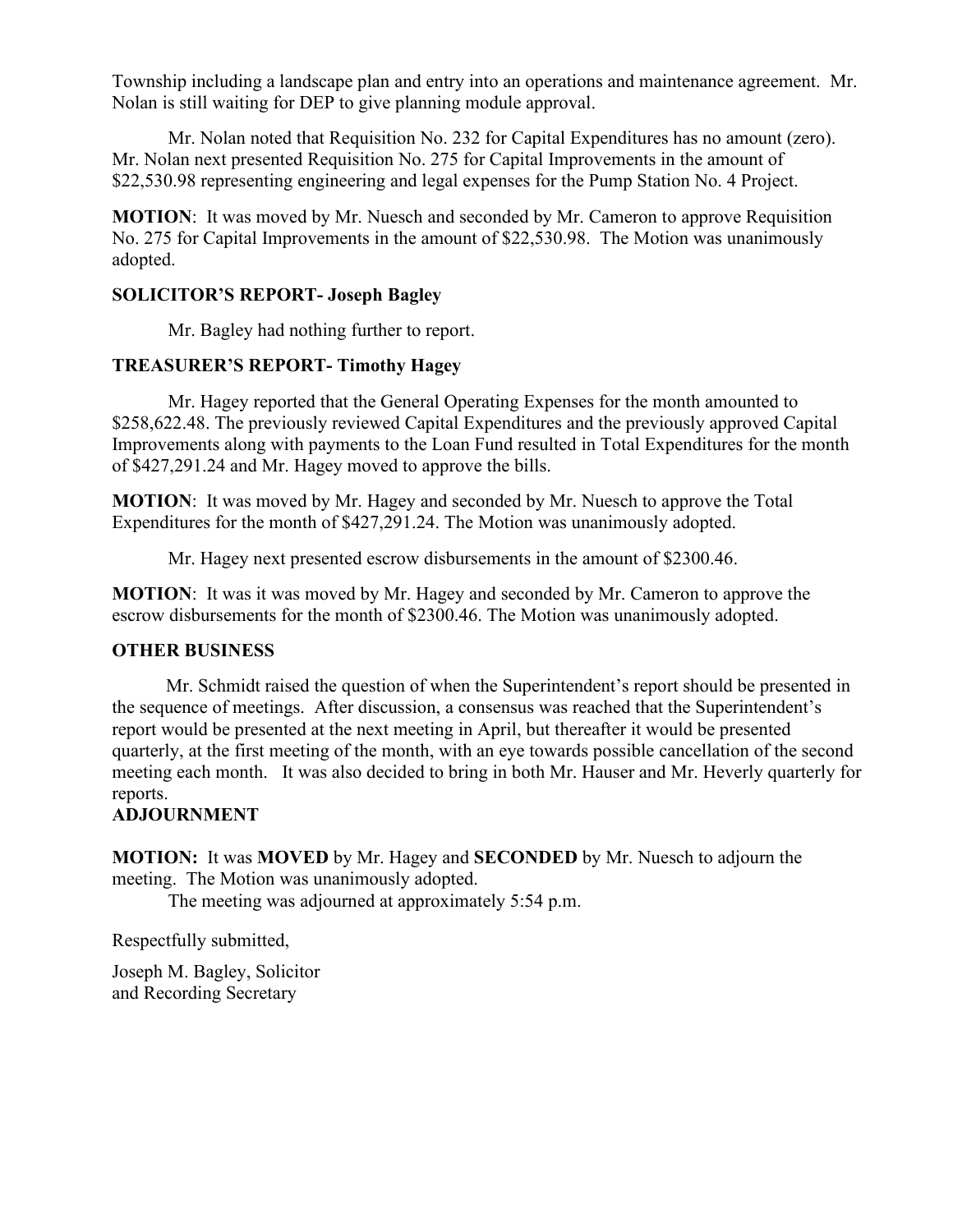Township including a landscape plan and entry into an operations and maintenance agreement. Mr. Nolan is still waiting for DEP to give planning module approval.

Mr. Nolan noted that Requisition No. 232 for Capital Expenditures has no amount (zero). Mr. Nolan next presented Requisition No. 275 for Capital Improvements in the amount of $22,530.98 representing engineering and legal expenses for the Pump Station No. 4 Project.

**MOTION**: It was moved by Mr. Nuesch and seconded by Mr. Cameron to approve Requisition No. 275 for Capital Improvements in the amount of $22,530.98. The Motion was unanimously adopted.

**SOLICITOR'S REPORT- Joseph Bagley**

Mr. Bagley had nothing further to report.

**TREASURER'S REPORT- Timothy Hagey**

Mr. Hagey reported that the General Operating Expenses for the month amounted to $258,622.48. The previously reviewed Capital Expenditures and the previously approved Capital Improvements along with payments to the Loan Fund resulted in Total Expenditures for the month of $427,291.24 and Mr. Hagey moved to approve the bills.

**MOTION**: It was moved by Mr. Hagey and seconded by Mr. Nuesch to approve the Total Expenditures for the month of $427,291.24. The Motion was unanimously adopted.

Mr. Hagey next presented escrow disbursements in the amount of $2300.46.

**MOTION**: It was it was moved by Mr. Hagey and seconded by Mr. Cameron to approve the escrow disbursements for the month of $2300.46. The Motion was unanimously adopted.

**OTHER BUSINESS**

Mr. Schmidt raised the question of when the Superintendent's report should be presented in the sequence of meetings. After discussion, a consensus was reached that the Superintendent's report would be presented at the next meeting in April, but thereafter it would be presented quarterly, at the first meeting of the month, with an eye towards possible cancellation of the second meeting each month. It was also decided to bring in both Mr. Hauser and Mr. Heverly quarterly for reports.

**ADJOURNMENT**

**MOTION:** It was **MOVED** by Mr. Hagey and **SECONDED** by Mr. Nuesch to adjourn the meeting. The Motion was unanimously adopted.

The meeting was adjourned at approximately 5:54 p.m.

Respectfully submitted,

Joseph M. Bagley, Solicitor
and Recording Secretary